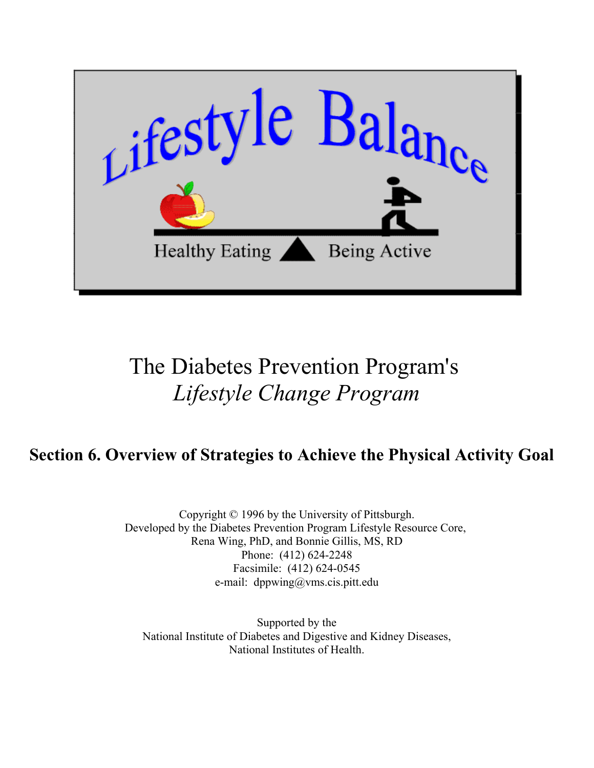Lifestyle Balance

Healthy Eating | Being Active

# The Diabetes Prevention Program's *Lifestyle Change Program*

## Section 6. Overview of Strategies to Achieve the Physical Activity Goal

Copyright © 1996 by the University of Pittsburgh.
Developed by the Diabetes Prevention Program Lifestyle Resource Core,
Rena Wing, PhD, and Bonnie Gillis, MS, RD
Phone: (412) 624-2248
Facsimile: (412) 624-0545
e-mail: dppwing@vms.cis.pitt.edu

Supported by the
National Institute of Diabetes and Digestive and Kidney Diseases,
National Institutes of Health.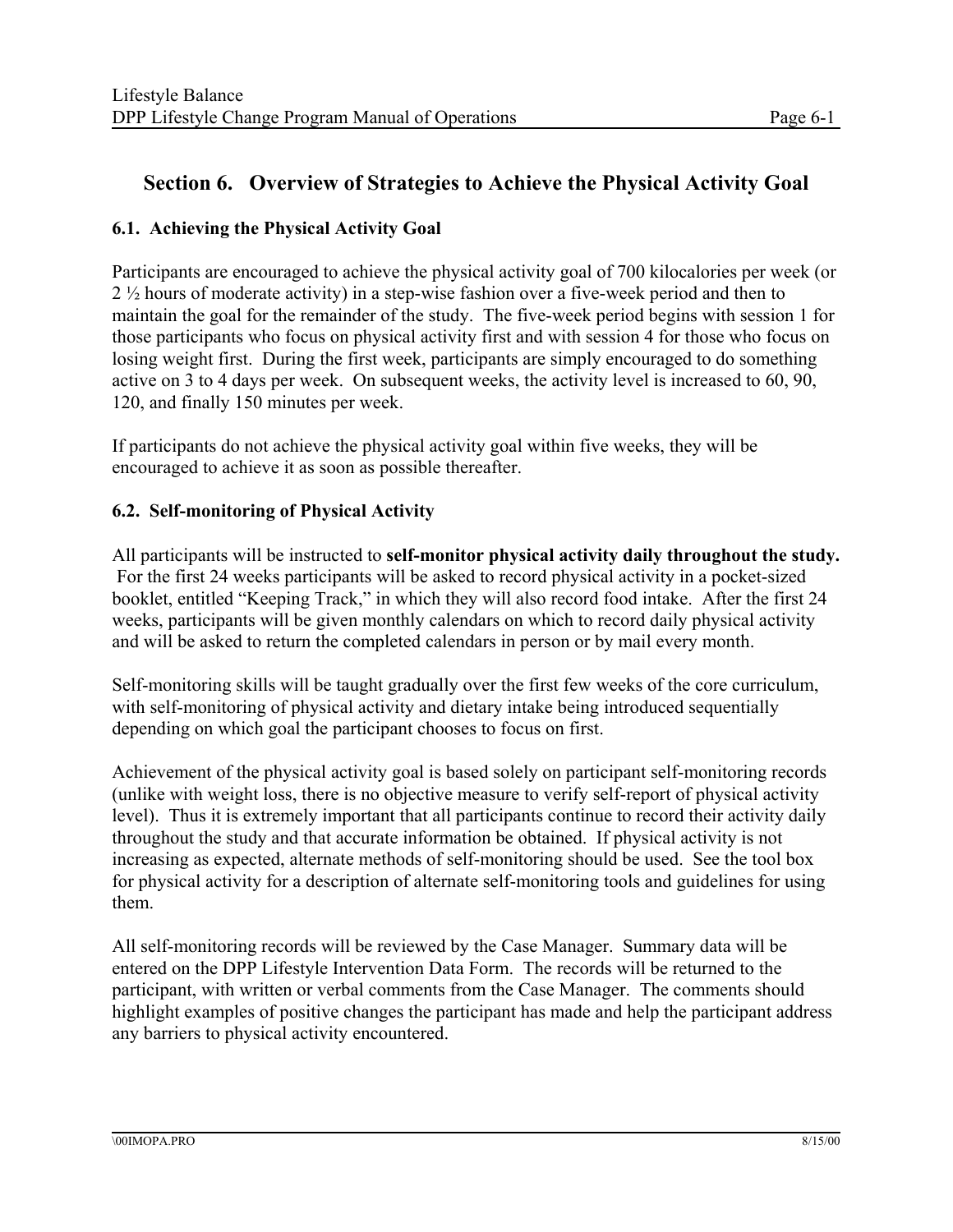## Section 6. Overview of Strategies to Achieve the Physical Activity Goal

### 6.1. Achieving the Physical Activity Goal

Participants are encouraged to achieve the physical activity goal of 700 kilocalories per week (or 2 ½ hours of moderate activity) in a step-wise fashion over a five-week period and then to maintain the goal for the remainder of the study. The five-week period begins with session 1 for those participants who focus on physical activity first and with session 4 for those who focus on losing weight first. During the first week, participants are simply encouraged to do something active on 3 to 4 days per week. On subsequent weeks, the activity level is increased to 60, 90, 120, and finally 150 minutes per week.

If participants do not achieve the physical activity goal within five weeks, they will be encouraged to achieve it as soon as possible thereafter.

### 6.2. Self-monitoring of Physical Activity

All participants will be instructed to **self-monitor physical activity daily throughout the study.** For the first 24 weeks participants will be asked to record physical activity in a pocket-sized booklet, entitled "Keeping Track," in which they will also record food intake. After the first 24 weeks, participants will be given monthly calendars on which to record daily physical activity and will be asked to return the completed calendars in person or by mail every month.

Self-monitoring skills will be taught gradually over the first few weeks of the core curriculum, with self-monitoring of physical activity and dietary intake being introduced sequentially depending on which goal the participant chooses to focus on first.

Achievement of the physical activity goal is based solely on participant self-monitoring records (unlike with weight loss, there is no objective measure to verify self-report of physical activity level). Thus it is extremely important that all participants continue to record their activity daily throughout the study and that accurate information be obtained. If physical activity is not increasing as expected, alternate methods of self-monitoring should be used. See the tool box for physical activity for a description of alternate self-monitoring tools and guidelines for using them.

All self-monitoring records will be reviewed by the Case Manager. Summary data will be entered on the DPP Lifestyle Intervention Data Form. The records will be returned to the participant, with written or verbal comments from the Case Manager. The comments should highlight examples of positive changes the participant has made and help the participant address any barriers to physical activity encountered.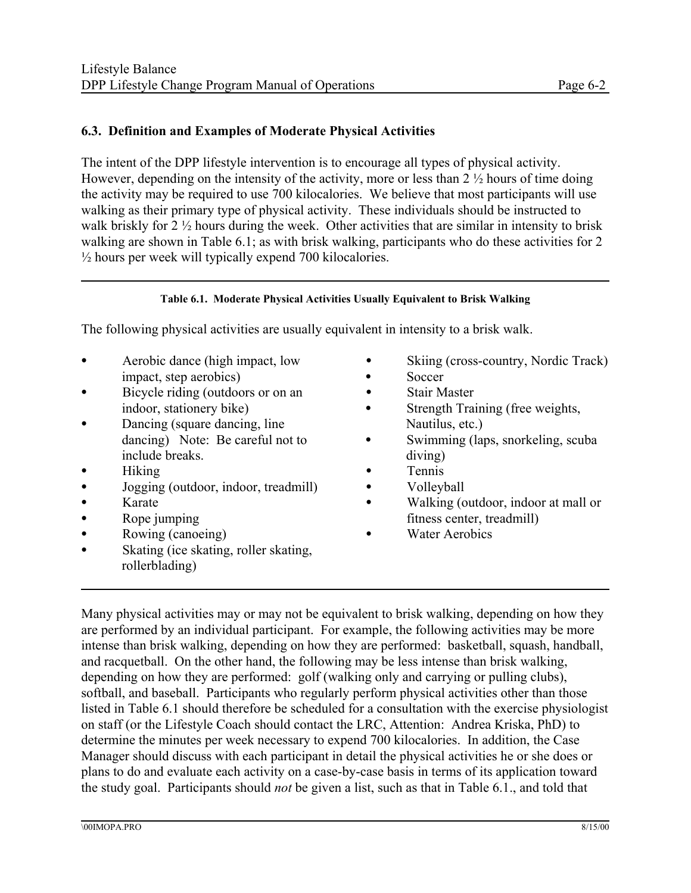### 6.3. Definition and Examples of Moderate Physical Activities

The intent of the DPP lifestyle intervention is to encourage all types of physical activity. However, depending on the intensity of the activity, more or less than 2 ½ hours of time doing the activity may be required to use 700 kilocalories. We believe that most participants will use walking as their primary type of physical activity. These individuals should be instructed to walk briskly for 2 ½ hours during the week. Other activities that are similar in intensity to brisk walking are shown in Table 6.1; as with brisk walking, participants who do these activities for 2 ½ hours per week will typically expend 700 kilocalories.

---

**Table 6.1. Moderate Physical Activities Usually Equivalent to Brisk Walking**

The following physical activities are usually equivalent in intensity to a brisk walk.

- Aerobic dance (high impact, low impact, step aerobics)
- Bicycle riding (outdoors or on an indoor, stationery bike)
- Dancing (square dancing, line dancing) Note: Be careful not to include breaks.
- Hiking
- Jogging (outdoor, indoor, treadmill)
- Karate
- Rope jumping
- Rowing (canoeing)
- Skating (ice skating, roller skating, rollerblading)
- Skiing (cross-country, Nordic Track)
- Soccer
- Stair Master
- Strength Training (free weights, Nautilus, etc.)
- Swimming (laps, snorkeling, scuba diving)
- Tennis
- Volleyball
- Walking (outdoor, indoor at mall or fitness center, treadmill)
- Water Aerobics

---

Many physical activities may or may not be equivalent to brisk walking, depending on how they are performed by an individual participant. For example, the following activities may be more intense than brisk walking, depending on how they are performed: basketball, squash, handball, and racquetball. On the other hand, the following may be less intense than brisk walking, depending on how they are performed: golf (walking only and carrying or pulling clubs), softball, and baseball. Participants who regularly perform physical activities other than those listed in Table 6.1 should therefore be scheduled for a consultation with the exercise physiologist on staff (or the Lifestyle Coach should contact the LRC, Attention: Andrea Kriska, PhD) to determine the minutes per week necessary to expend 700 kilocalories. In addition, the Case Manager should discuss with each participant in detail the physical activities he or she does or plans to do and evaluate each activity on a case-by-case basis in terms of its application toward the study goal. Participants should *not* be given a list, such as that in Table 6.1., and told that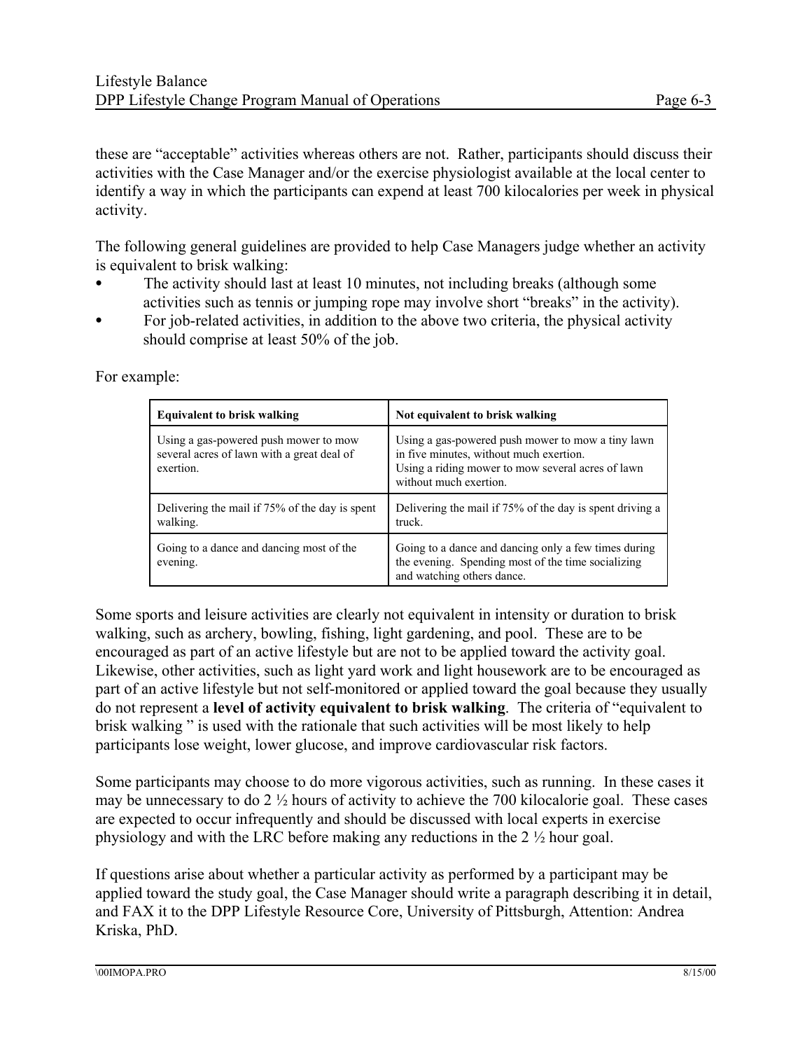these are "acceptable" activities whereas others are not. Rather, participants should discuss their activities with the Case Manager and/or the exercise physiologist available at the local center to identify a way in which the participants can expend at least 700 kilocalories per week in physical activity.

The following general guidelines are provided to help Case Managers judge whether an activity is equivalent to brisk walking:

- The activity should last at least 10 minutes, not including breaks (although some activities such as tennis or jumping rope may involve short "breaks" in the activity).
- For job-related activities, in addition to the above two criteria, the physical activity should comprise at least 50% of the job.

For example:

| **Equivalent to brisk walking** | **Not equivalent to brisk walking** |
|---|---|
| Using a gas-powered push mower to mow several acres of lawn with a great deal of exertion. | Using a gas-powered push mower to mow a tiny lawn in five minutes, without much exertion. Using a riding mower to mow several acres of lawn without much exertion. |
| Delivering the mail if 75% of the day is spent walking. | Delivering the mail if 75% of the day is spent driving a truck. |
| Going to a dance and dancing most of the evening. | Going to a dance and dancing only a few times during the evening. Spending most of the time socializing and watching others dance. |

Some sports and leisure activities are clearly not equivalent in intensity or duration to brisk walking, such as archery, bowling, fishing, light gardening, and pool. These are to be encouraged as part of an active lifestyle but are not to be applied toward the activity goal. Likewise, other activities, such as light yard work and light housework are to be encouraged as part of an active lifestyle but not self-monitored or applied toward the goal because they usually do not represent a **level of activity equivalent to brisk walking**. The criteria of "equivalent to brisk walking " is used with the rationale that such activities will be most likely to help participants lose weight, lower glucose, and improve cardiovascular risk factors.

Some participants may choose to do more vigorous activities, such as running. In these cases it may be unnecessary to do 2 ½ hours of activity to achieve the 700 kilocalorie goal. These cases are expected to occur infrequently and should be discussed with local experts in exercise physiology and with the LRC before making any reductions in the 2 ½ hour goal.

If questions arise about whether a particular activity as performed by a participant may be applied toward the study goal, the Case Manager should write a paragraph describing it in detail, and FAX it to the DPP Lifestyle Resource Core, University of Pittsburgh, Attention: Andrea Kriska, PhD.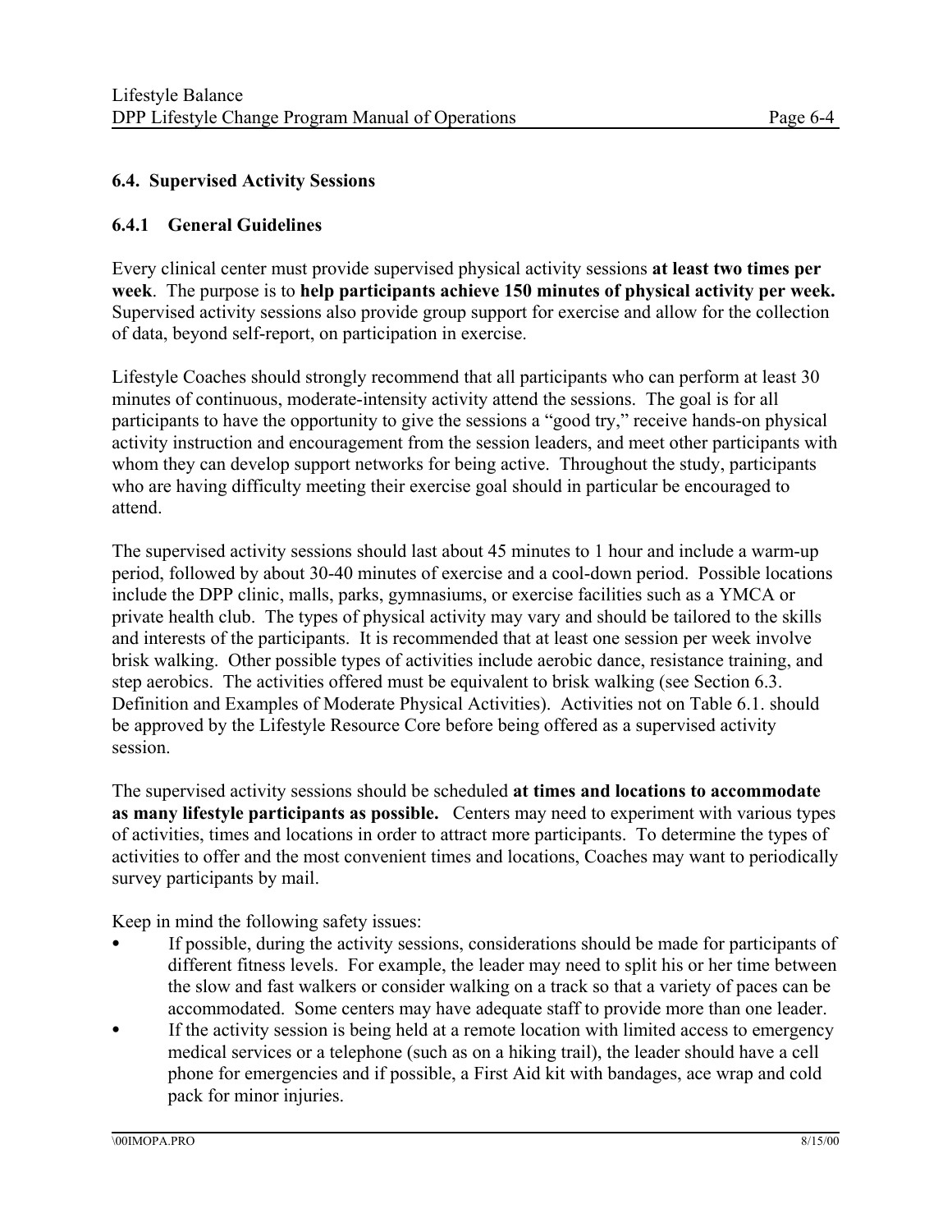### 6.4. Supervised Activity Sessions

#### 6.4.1 General Guidelines

Every clinical center must provide supervised physical activity sessions **at least two times per week**. The purpose is to **help participants achieve 150 minutes of physical activity per week.** Supervised activity sessions also provide group support for exercise and allow for the collection of data, beyond self-report, on participation in exercise.

Lifestyle Coaches should strongly recommend that all participants who can perform at least 30 minutes of continuous, moderate-intensity activity attend the sessions. The goal is for all participants to have the opportunity to give the sessions a "good try," receive hands-on physical activity instruction and encouragement from the session leaders, and meet other participants with whom they can develop support networks for being active. Throughout the study, participants who are having difficulty meeting their exercise goal should in particular be encouraged to attend.

The supervised activity sessions should last about 45 minutes to 1 hour and include a warm-up period, followed by about 30-40 minutes of exercise and a cool-down period. Possible locations include the DPP clinic, malls, parks, gymnasiums, or exercise facilities such as a YMCA or private health club. The types of physical activity may vary and should be tailored to the skills and interests of the participants. It is recommended that at least one session per week involve brisk walking. Other possible types of activities include aerobic dance, resistance training, and step aerobics. The activities offered must be equivalent to brisk walking (see Section 6.3. Definition and Examples of Moderate Physical Activities). Activities not on Table 6.1. should be approved by the Lifestyle Resource Core before being offered as a supervised activity session.

The supervised activity sessions should be scheduled **at times and locations to accommodate as many lifestyle participants as possible.** Centers may need to experiment with various types of activities, times and locations in order to attract more participants. To determine the types of activities to offer and the most convenient times and locations, Coaches may want to periodically survey participants by mail.

Keep in mind the following safety issues:

- If possible, during the activity sessions, considerations should be made for participants of different fitness levels. For example, the leader may need to split his or her time between the slow and fast walkers or consider walking on a track so that a variety of paces can be accommodated. Some centers may have adequate staff to provide more than one leader.
- If the activity session is being held at a remote location with limited access to emergency medical services or a telephone (such as on a hiking trail), the leader should have a cell phone for emergencies and if possible, a First Aid kit with bandages, ace wrap and cold pack for minor injuries.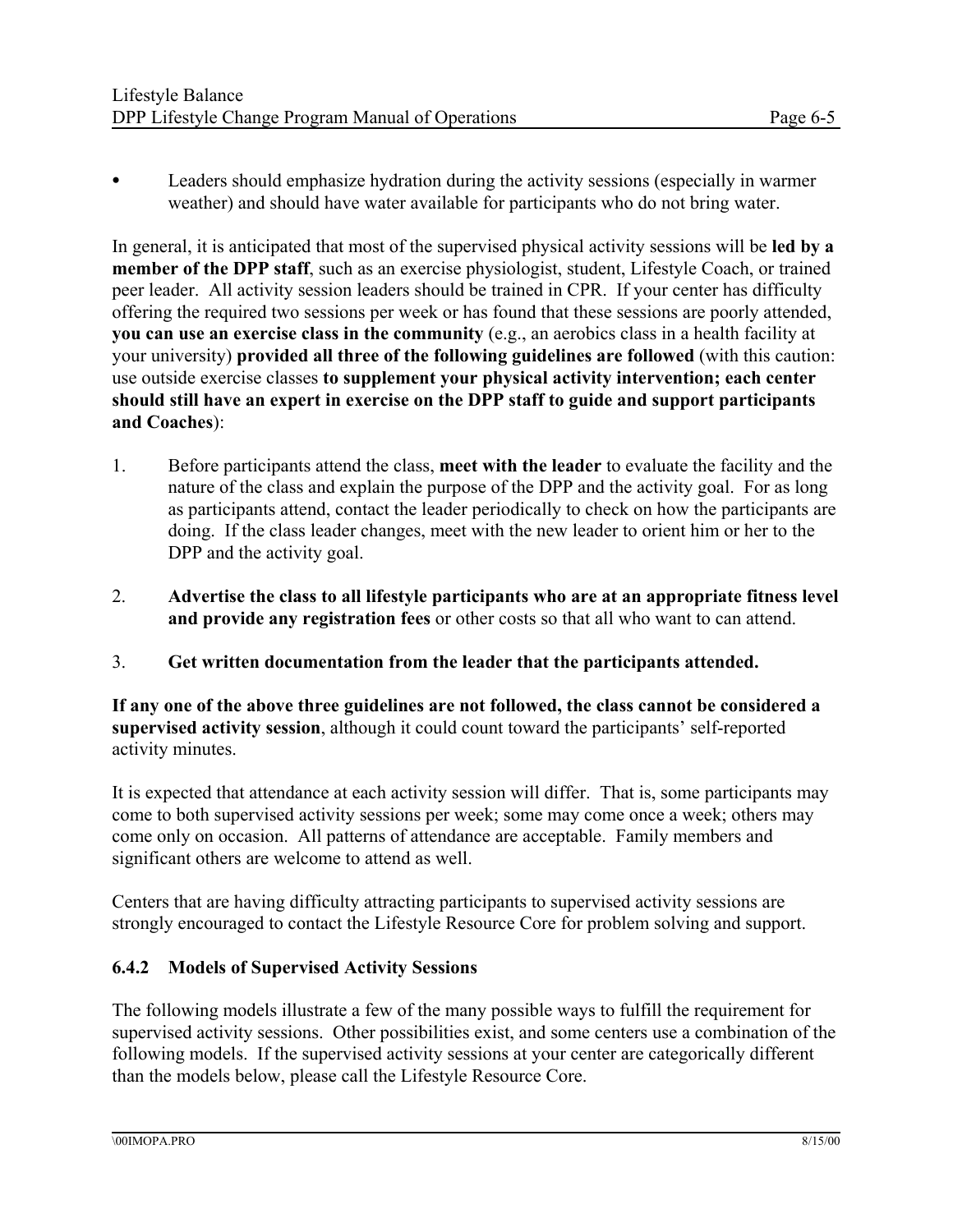- Leaders should emphasize hydration during the activity sessions (especially in warmer weather) and should have water available for participants who do not bring water.

In general, it is anticipated that most of the supervised physical activity sessions will be **led by a member of the DPP staff**, such as an exercise physiologist, student, Lifestyle Coach, or trained peer leader. All activity session leaders should be trained in CPR. If your center has difficulty offering the required two sessions per week or has found that these sessions are poorly attended, **you can use an exercise class in the community** (e.g., an aerobics class in a health facility at your university) **provided all three of the following guidelines are followed** (with this caution: use outside exercise classes **to supplement your physical activity intervention; each center should still have an expert in exercise on the DPP staff to guide and support participants and Coaches**):

1. Before participants attend the class, **meet with the leader** to evaluate the facility and the nature of the class and explain the purpose of the DPP and the activity goal. For as long as participants attend, contact the leader periodically to check on how the participants are doing. If the class leader changes, meet with the new leader to orient him or her to the DPP and the activity goal.

2. **Advertise the class to all lifestyle participants who are at an appropriate fitness level and provide any registration fees** or other costs so that all who want to can attend.

3. **Get written documentation from the leader that the participants attended.**

**If any one of the above three guidelines are not followed, the class cannot be considered a supervised activity session**, although it could count toward the participants' self-reported activity minutes.

It is expected that attendance at each activity session will differ. That is, some participants may come to both supervised activity sessions per week; some may come once a week; others may come only on occasion. All patterns of attendance are acceptable. Family members and significant others are welcome to attend as well.

Centers that are having difficulty attracting participants to supervised activity sessions are strongly encouraged to contact the Lifestyle Resource Core for problem solving and support.

### 6.4.2 Models of Supervised Activity Sessions

The following models illustrate a few of the many possible ways to fulfill the requirement for supervised activity sessions. Other possibilities exist, and some centers use a combination of the following models. If the supervised activity sessions at your center are categorically different than the models below, please call the Lifestyle Resource Core.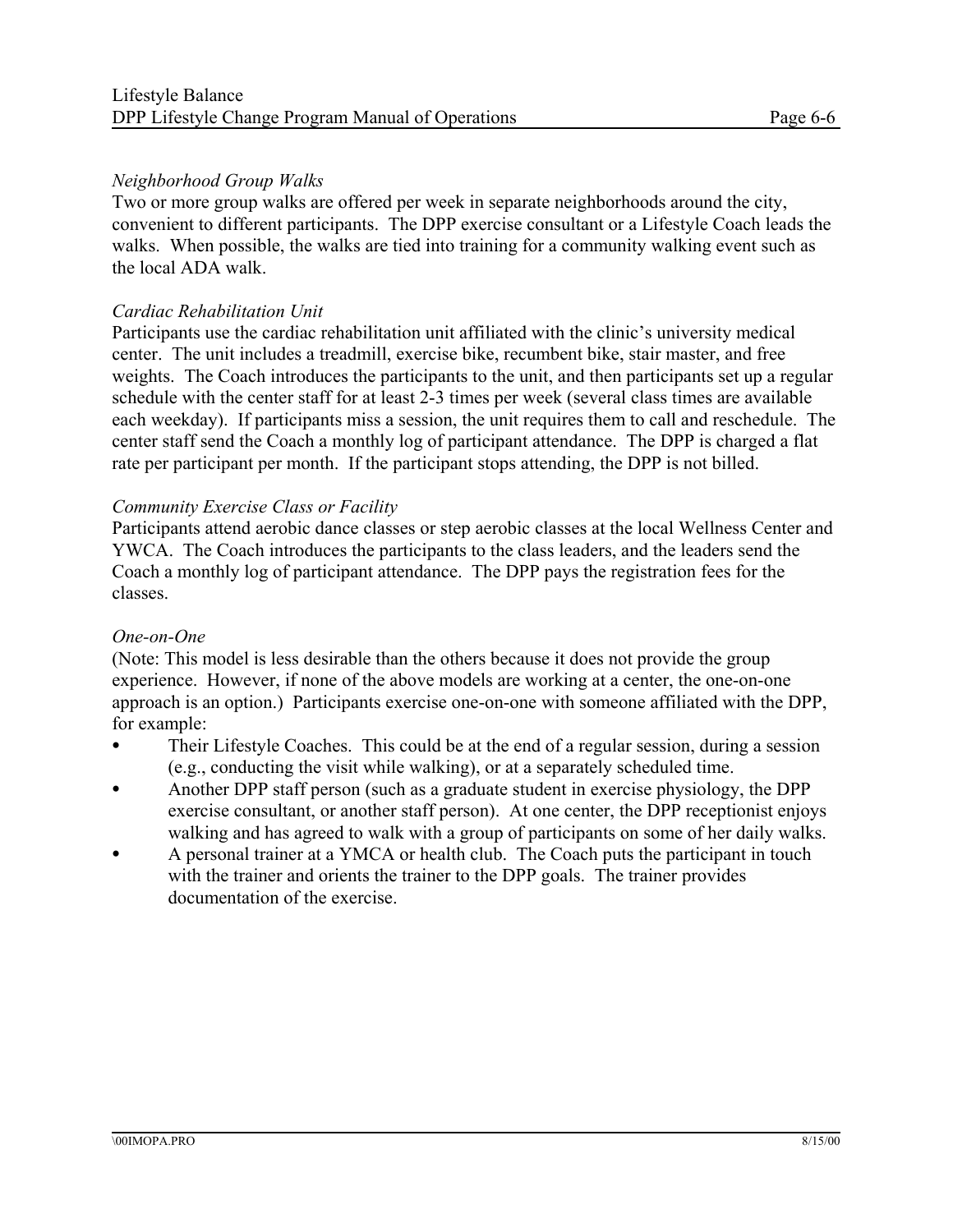*Neighborhood Group Walks*

Two or more group walks are offered per week in separate neighborhoods around the city, convenient to different participants. The DPP exercise consultant or a Lifestyle Coach leads the walks. When possible, the walks are tied into training for a community walking event such as the local ADA walk.

*Cardiac Rehabilitation Unit*

Participants use the cardiac rehabilitation unit affiliated with the clinic's university medical center. The unit includes a treadmill, exercise bike, recumbent bike, stair master, and free weights. The Coach introduces the participants to the unit, and then participants set up a regular schedule with the center staff for at least 2-3 times per week (several class times are available each weekday). If participants miss a session, the unit requires them to call and reschedule. The center staff send the Coach a monthly log of participant attendance. The DPP is charged a flat rate per participant per month. If the participant stops attending, the DPP is not billed.

*Community Exercise Class or Facility*

Participants attend aerobic dance classes or step aerobic classes at the local Wellness Center and YWCA. The Coach introduces the participants to the class leaders, and the leaders send the Coach a monthly log of participant attendance. The DPP pays the registration fees for the classes.

*One-on-One*

(Note: This model is less desirable than the others because it does not provide the group experience. However, if none of the above models are working at a center, the one-on-one approach is an option.) Participants exercise one-on-one with someone affiliated with the DPP, for example:

- Their Lifestyle Coaches. This could be at the end of a regular session, during a session (e.g., conducting the visit while walking), or at a separately scheduled time.
- Another DPP staff person (such as a graduate student in exercise physiology, the DPP exercise consultant, or another staff person). At one center, the DPP receptionist enjoys walking and has agreed to walk with a group of participants on some of her daily walks.
- A personal trainer at a YMCA or health club. The Coach puts the participant in touch with the trainer and orients the trainer to the DPP goals. The trainer provides documentation of the exercise.